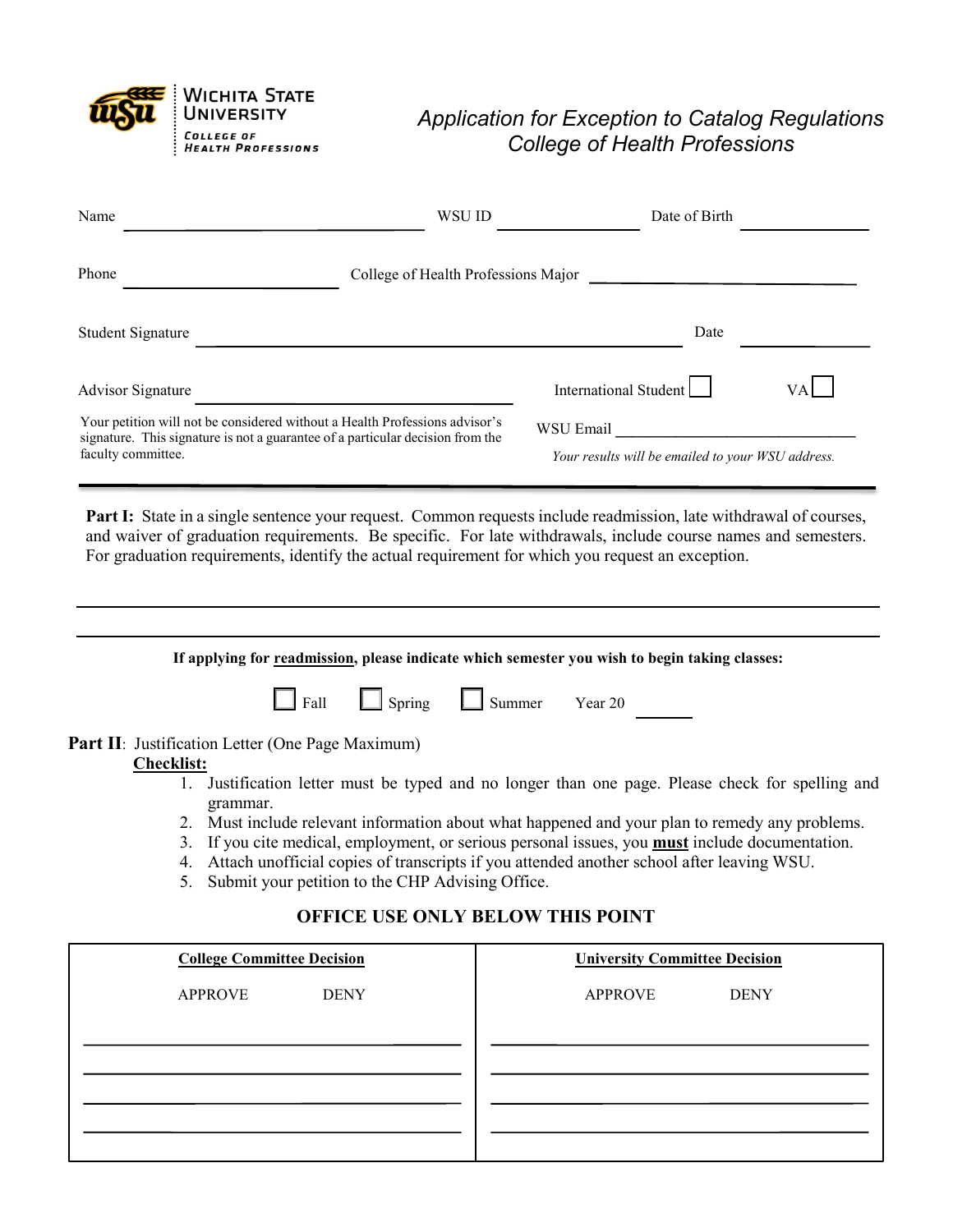Wichita State University
College of Health Professions

# Application for Exception to Catalog Regulations
## College of Health Professions

Name ____________________ WSU ID ____________ Date of Birth ____________

Phone ____________________ College of Health Professions Major ____________________

Student Signature ________________________________________ Date ____________

Advisor Signature ____________________________ International Student ☐ VA ☐

Your petition will not be considered without a Health Professions advisor's signature. This signature is not a guarantee of a particular decision from the faculty committee.

WSU Email ____________________

*Your results will be emailed to your WSU address.*

---

**Part I:** State in a single sentence your request. Common requests include readmission, late withdrawal of courses, and waiver of graduation requirements. Be specific. For late withdrawals, include course names and semesters. For graduation requirements, identify the actual requirement for which you request an exception.

________________________________________________________________________________

________________________________________________________________________________

**If applying for <u>readmission</u>, please indicate which semester you wish to begin taking classes:**

☐ Fall ☐ Spring ☐ Summer Year 20 ______

**Part II**: Justification Letter (One Page Maximum)

**<u>Checklist:</u>**

1. Justification letter must be typed and no longer than one page. Please check for spelling and grammar.
2. Must include relevant information about what happened and your plan to remedy any problems.
3. If you cite medical, employment, or serious personal issues, you **<u>must</u>** include documentation.
4. Attach unofficial copies of transcripts if you attended another school after leaving WSU.
5. Submit your petition to the CHP Advising Office.

**OFFICE USE ONLY BELOW THIS POINT**

| **<u>College Committee Decision</u>** | **<u>University Committee Decision</u>** |
|---|---|
| APPROVE DENY | APPROVE DENY |
| ______________________________ | ______________________________ |
| ______________________________ | ______________________________ |
| ______________________________ | ______________________________ |
| ______________________________ | ______________________________ |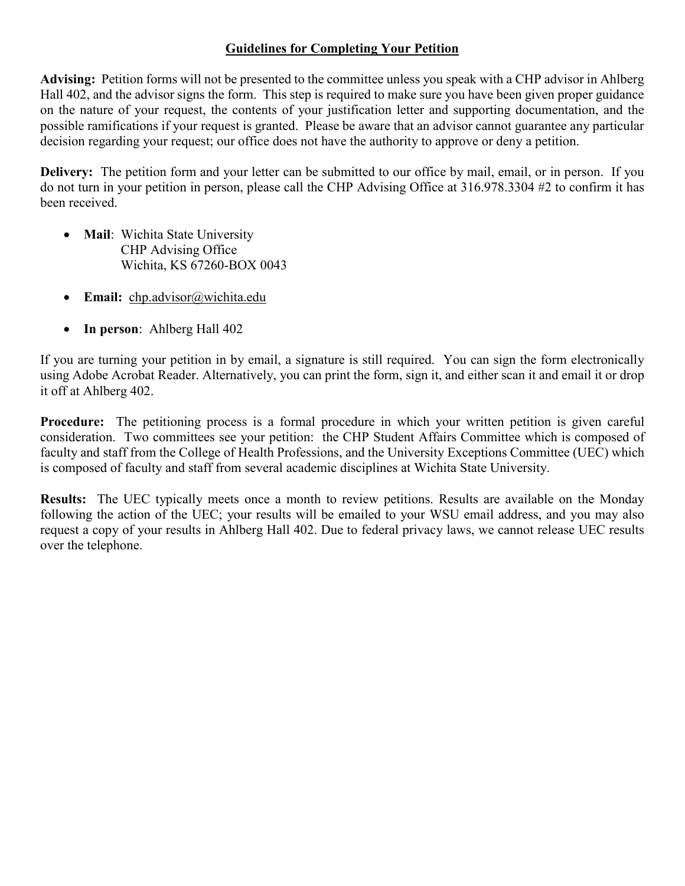## Guidelines for Completing Your Petition

**Advising:** Petition forms will not be presented to the committee unless you speak with a CHP advisor in Ahlberg Hall 402, and the advisor signs the form. This step is required to make sure you have been given proper guidance on the nature of your request, the contents of your justification letter and supporting documentation, and the possible ramifications if your request is granted. Please be aware that an advisor cannot guarantee any particular decision regarding your request; our office does not have the authority to approve or deny a petition.

**Delivery:** The petition form and your letter can be submitted to our office by mail, email, or in person. If you do not turn in your petition in person, please call the CHP Advising Office at 316.978.3304 #2 to confirm it has been received.

- **Mail**: Wichita State University
  CHP Advising Office
  Wichita, KS 67260-BOX 0043
- **Email:** chp.advisor@wichita.edu
- **In person**: Ahlberg Hall 402

If you are turning your petition in by email, a signature is still required. You can sign the form electronically using Adobe Acrobat Reader. Alternatively, you can print the form, sign it, and either scan it and email it or drop it off at Ahlberg 402.

**Procedure:** The petitioning process is a formal procedure in which your written petition is given careful consideration. Two committees see your petition: the CHP Student Affairs Committee which is composed of faculty and staff from the College of Health Professions, and the University Exceptions Committee (UEC) which is composed of faculty and staff from several academic disciplines at Wichita State University.

**Results:** The UEC typically meets once a month to review petitions. Results are available on the Monday following the action of the UEC; your results will be emailed to your WSU email address, and you may also request a copy of your results in Ahlberg Hall 402. Due to federal privacy laws, we cannot release UEC results over the telephone.